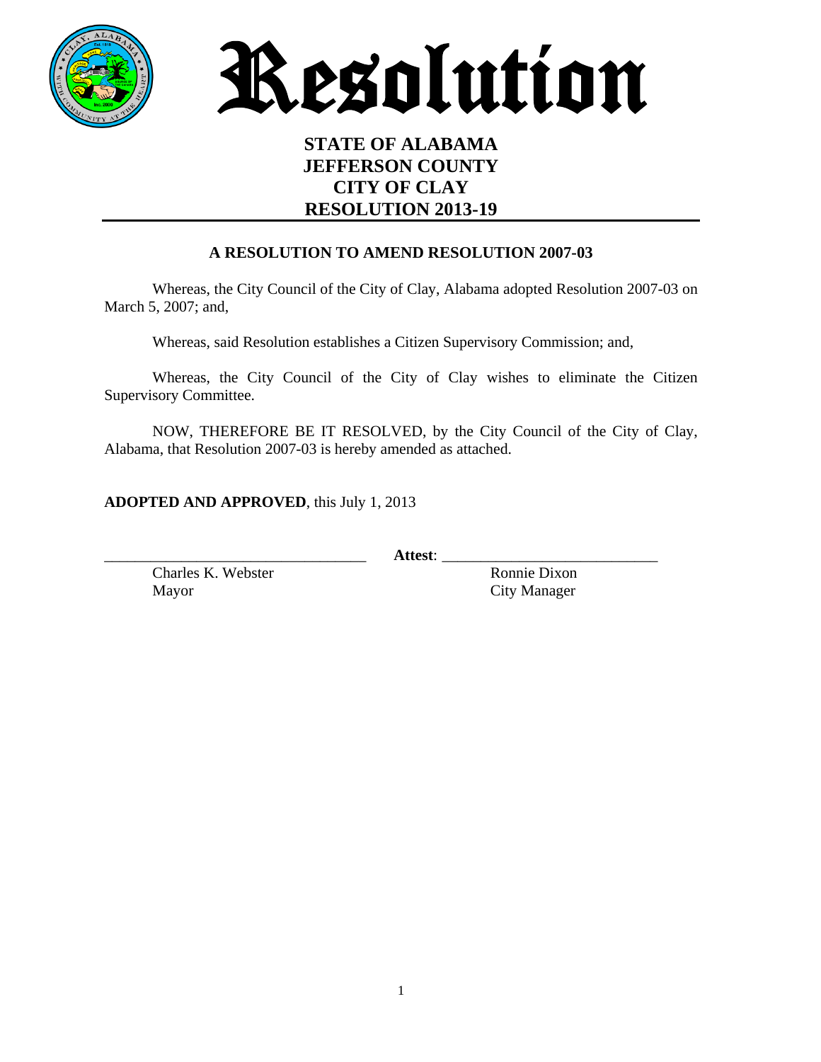# Resolution

**STATE OF ALABAMA**
**JEFFERSON COUNTY**
**CITY OF CLAY**
**RESOLUTION 2013-19**

---

**A RESOLUTION TO AMEND RESOLUTION 2007-03**

Whereas, the City Council of the City of Clay, Alabama adopted Resolution 2007-03 on March 5, 2007; and,

Whereas, said Resolution establishes a Citizen Supervisory Commission; and,

Whereas, the City Council of the City of Clay wishes to eliminate the Citizen Supervisory Committee.

NOW, THEREFORE BE IT RESOLVED, by the City Council of the City of Clay, Alabama, that Resolution 2007-03 is hereby amended as attached.

**ADOPTED AND APPROVED**, this July 1, 2013

\_\_\_\_\_\_\_\_\_\_\_\_\_\_\_\_\_\_\_\_\_\_\_\_\_\_\_\_\_\_\_\_\_\_ **Attest**: \_\_\_\_\_\_\_\_\_\_\_\_\_\_\_\_\_\_\_\_\_\_\_\_\_\_\_\_

Charles K. Webster
Mayor

Ronnie Dixon
City Manager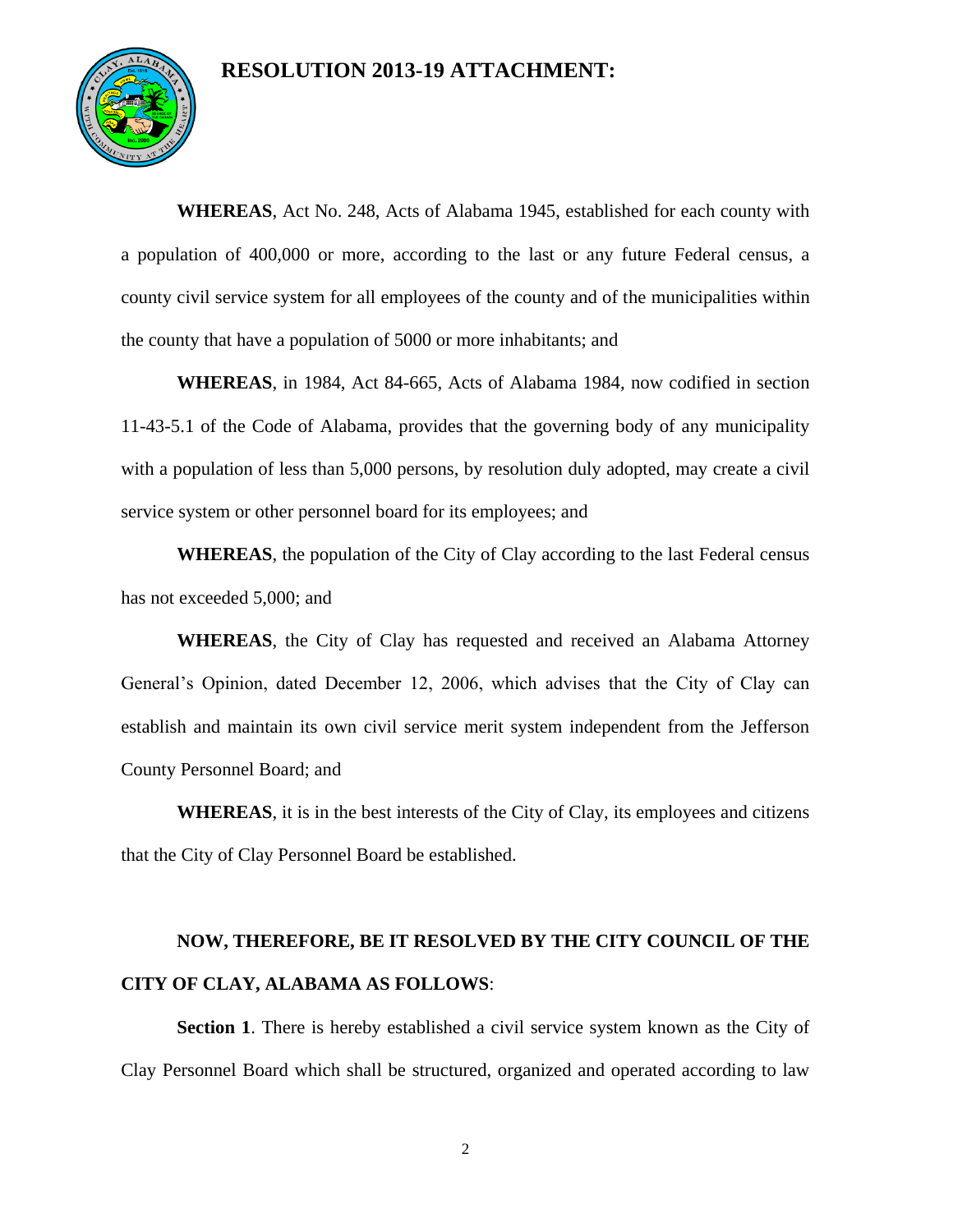# RESOLUTION 2013-19 ATTACHMENT:

**WHEREAS**, Act No. 248, Acts of Alabama 1945, established for each county with a population of 400,000 or more, according to the last or any future Federal census, a county civil service system for all employees of the county and of the municipalities within the county that have a population of 5000 or more inhabitants; and

**WHEREAS**, in 1984, Act 84-665, Acts of Alabama 1984, now codified in section 11-43-5.1 of the Code of Alabama, provides that the governing body of any municipality with a population of less than 5,000 persons, by resolution duly adopted, may create a civil service system or other personnel board for its employees; and

**WHEREAS**, the population of the City of Clay according to the last Federal census has not exceeded 5,000; and

**WHEREAS**, the City of Clay has requested and received an Alabama Attorney General's Opinion, dated December 12, 2006, which advises that the City of Clay can establish and maintain its own civil service merit system independent from the Jefferson County Personnel Board; and

**WHEREAS**, it is in the best interests of the City of Clay, its employees and citizens that the City of Clay Personnel Board be established.

**NOW, THEREFORE, BE IT RESOLVED BY THE CITY COUNCIL OF THE CITY OF CLAY, ALABAMA AS FOLLOWS**:

**Section 1**. There is hereby established a civil service system known as the City of Clay Personnel Board which shall be structured, organized and operated according to law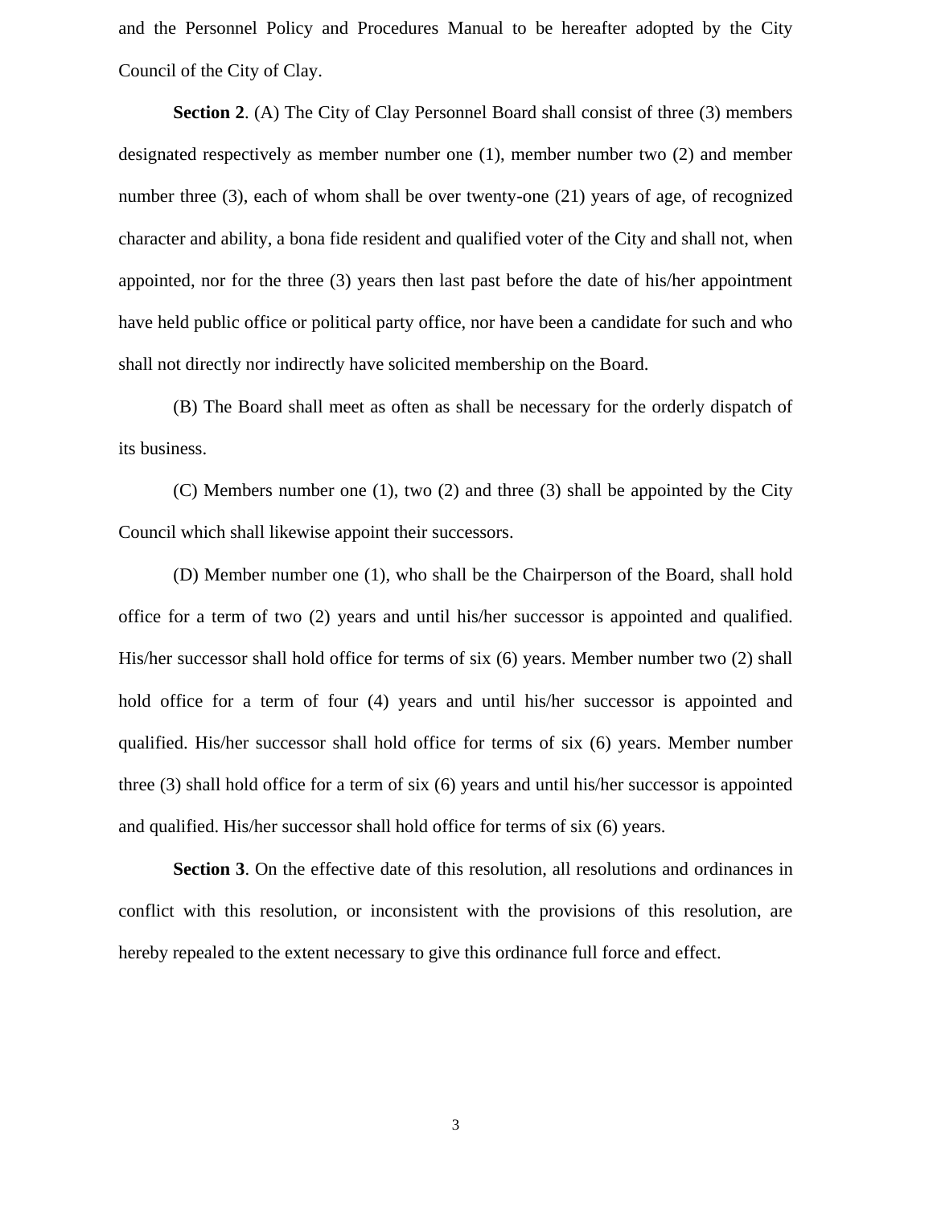and the Personnel Policy and Procedures Manual to be hereafter adopted by the City Council of the City of Clay.

**Section 2**. (A) The City of Clay Personnel Board shall consist of three (3) members designated respectively as member number one (1), member number two (2) and member number three (3), each of whom shall be over twenty-one (21) years of age, of recognized character and ability, a bona fide resident and qualified voter of the City and shall not, when appointed, nor for the three (3) years then last past before the date of his/her appointment have held public office or political party office, nor have been a candidate for such and who shall not directly nor indirectly have solicited membership on the Board.

(B) The Board shall meet as often as shall be necessary for the orderly dispatch of its business.

(C) Members number one (1), two (2) and three (3) shall be appointed by the City Council which shall likewise appoint their successors.

(D) Member number one (1), who shall be the Chairperson of the Board, shall hold office for a term of two (2) years and until his/her successor is appointed and qualified. His/her successor shall hold office for terms of six (6) years. Member number two (2) shall hold office for a term of four (4) years and until his/her successor is appointed and qualified. His/her successor shall hold office for terms of six (6) years. Member number three (3) shall hold office for a term of six (6) years and until his/her successor is appointed and qualified. His/her successor shall hold office for terms of six (6) years.

**Section 3**. On the effective date of this resolution, all resolutions and ordinances in conflict with this resolution, or inconsistent with the provisions of this resolution, are hereby repealed to the extent necessary to give this ordinance full force and effect.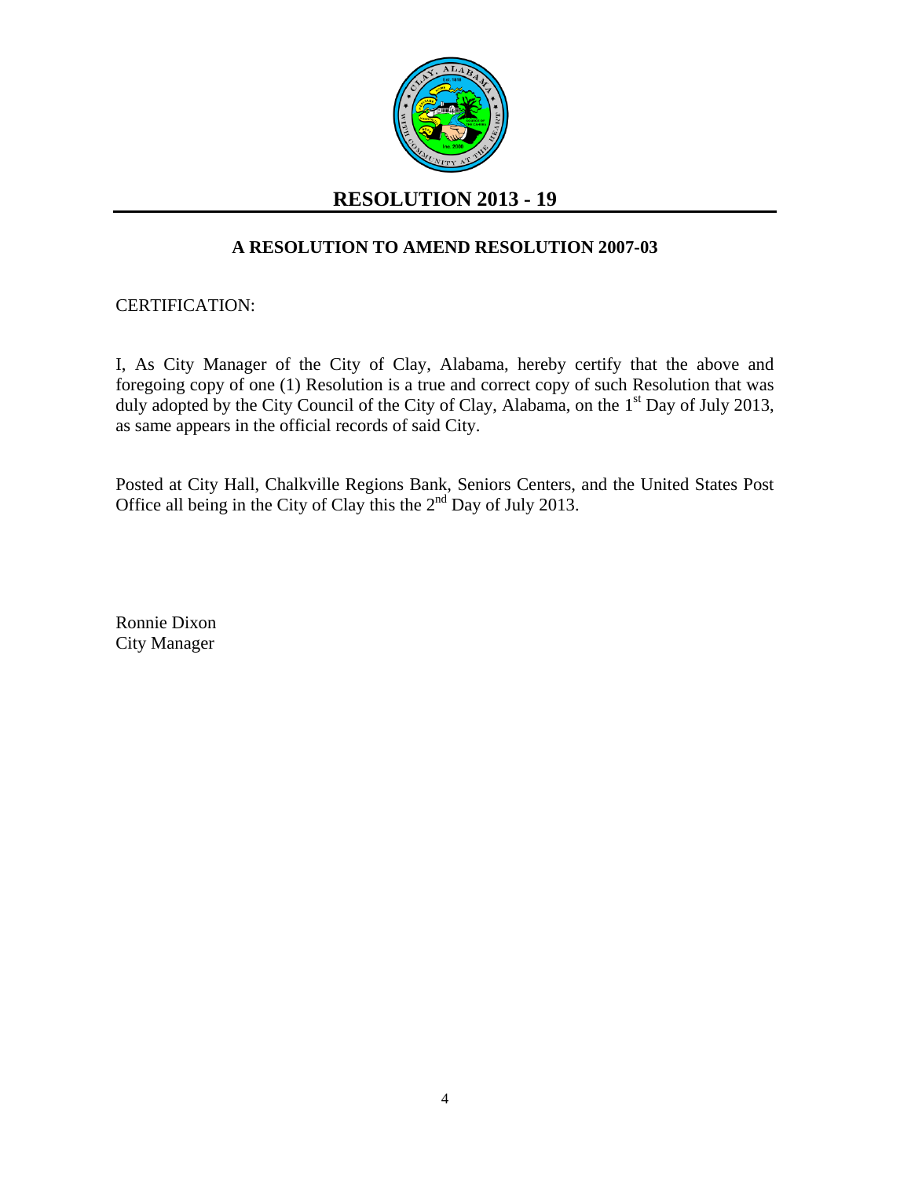# RESOLUTION 2013 - 19

## A RESOLUTION TO AMEND RESOLUTION 2007-03

CERTIFICATION:

I, As City Manager of the City of Clay, Alabama, hereby certify that the above and foregoing copy of one (1) Resolution is a true and correct copy of such Resolution that was duly adopted by the City Council of the City of Clay, Alabama, on the 1st Day of July 2013, as same appears in the official records of said City.

Posted at City Hall, Chalkville Regions Bank, Seniors Centers, and the United States Post Office all being in the City of Clay this the 2nd Day of July 2013.

Ronnie Dixon
City Manager